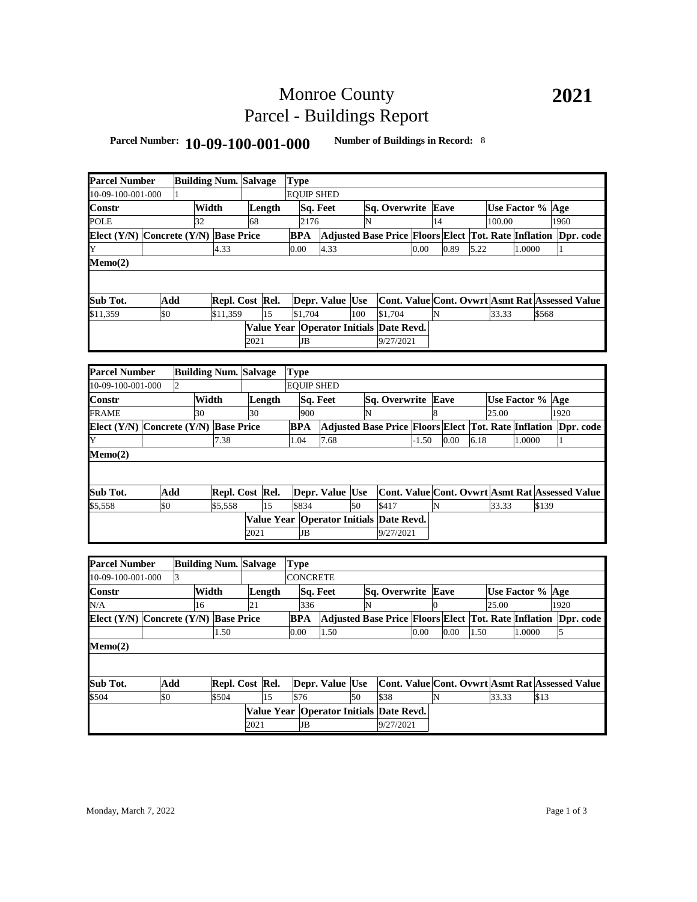# Monroe County
# Parcel - Buildings Report

**2021**

**Parcel Number:** **10-09-100-001-000** **Number of Buildings in Record:** 8

| Parcel Number | Building Num. | Salvage | Type | | | | | | |
|---|---|---|---|---|---|---|---|---|---|
| 10-09-100-001-000 | 1 | | EQUIP SHED | | | | | | |
| **Constr** | **Width** | **Length** | **Sq. Feet** | **Sq. Overwrite** | **Eave** | **Use Factor %** | **Age** | | |
| POLE | 32 | 68 | 2176 | N | 14 | 100.00 | 1960 | | |
| **Elect (Y/N)** | **Concrete (Y/N)** | **Base Price** | **BPA** | **Adjusted Base Price** | **Floors** | **Elect** | **Tot. Rate** | **Inflation** | **Dpr. code** |
| Y | | 4.33 | 0.00 | 4.33 | 0.00 | 0.89 | 5.22 | 1.0000 | 1 |
| **Memo(2)** | | | | | | | | | |
| **Sub Tot.** | **Add** | **Repl. Cost** | **Rel.** | **Depr. Value** | **Use** | **Cont. Value** | **Cont. Ovwrt** | **Asmt Rat** | **Assessed Value** |
| $11,359 | $0 | $11,359 | 15 | $1,704 | 100 | $1,704 | N | 33.33 | $568 |
| | | | **Value Year** | **Operator Initials** | **Date Revd.** | | | | |
| | | | 2021 | JB | 9/27/2021 | | | | |

| Parcel Number | Building Num. | Salvage | Type | | | | | | |
|---|---|---|---|---|---|---|---|---|---|
| 10-09-100-001-000 | 2 | | EQUIP SHED | | | | | | |
| **Constr** | **Width** | **Length** | **Sq. Feet** | **Sq. Overwrite** | **Eave** | **Use Factor %** | **Age** | | |
| FRAME | 30 | 30 | 900 | N | 8 | 25.00 | 1920 | | |
| **Elect (Y/N)** | **Concrete (Y/N)** | **Base Price** | **BPA** | **Adjusted Base Price** | **Floors** | **Elect** | **Tot. Rate** | **Inflation** | **Dpr. code** |
| Y | | 7.38 | 1.04 | 7.68 | -1.50 | 0.00 | 6.18 | 1.0000 | 1 |
| **Memo(2)** | | | | | | | | | |
| **Sub Tot.** | **Add** | **Repl. Cost** | **Rel.** | **Depr. Value** | **Use** | **Cont. Value** | **Cont. Ovwrt** | **Asmt Rat** | **Assessed Value** |
| $5,558 | $0 | $5,558 | 15 | $834 | 50 | $417 | N | 33.33 | $139 |
| | | | **Value Year** | **Operator Initials** | **Date Revd.** | | | | |
| | | | 2021 | JB | 9/27/2021 | | | | |

| Parcel Number | Building Num. | Salvage | Type | | | | | | |
|---|---|---|---|---|---|---|---|---|---|
| 10-09-100-001-000 | 3 | | CONCRETE | | | | | | |
| **Constr** | **Width** | **Length** | **Sq. Feet** | **Sq. Overwrite** | **Eave** | **Use Factor %** | **Age** | | |
| N/A | 16 | 21 | 336 | N | 0 | 25.00 | 1920 | | |
| **Elect (Y/N)** | **Concrete (Y/N)** | **Base Price** | **BPA** | **Adjusted Base Price** | **Floors** | **Elect** | **Tot. Rate** | **Inflation** | **Dpr. code** |
| | | 1.50 | 0.00 | 1.50 | 0.00 | 0.00 | 1.50 | 1.0000 | 5 |
| **Memo(2)** | | | | | | | | | |
| **Sub Tot.** | **Add** | **Repl. Cost** | **Rel.** | **Depr. Value** | **Use** | **Cont. Value** | **Cont. Ovwrt** | **Asmt Rat** | **Assessed Value** |
| $504 | $0 | $504 | 15 | $76 | 50 | $38 | N | 33.33 | $13 |
| | | | **Value Year** | **Operator Initials** | **Date Revd.** | | | | |
| | | | 2021 | JB | 9/27/2021 | | | | |

Monday, March 7, 2022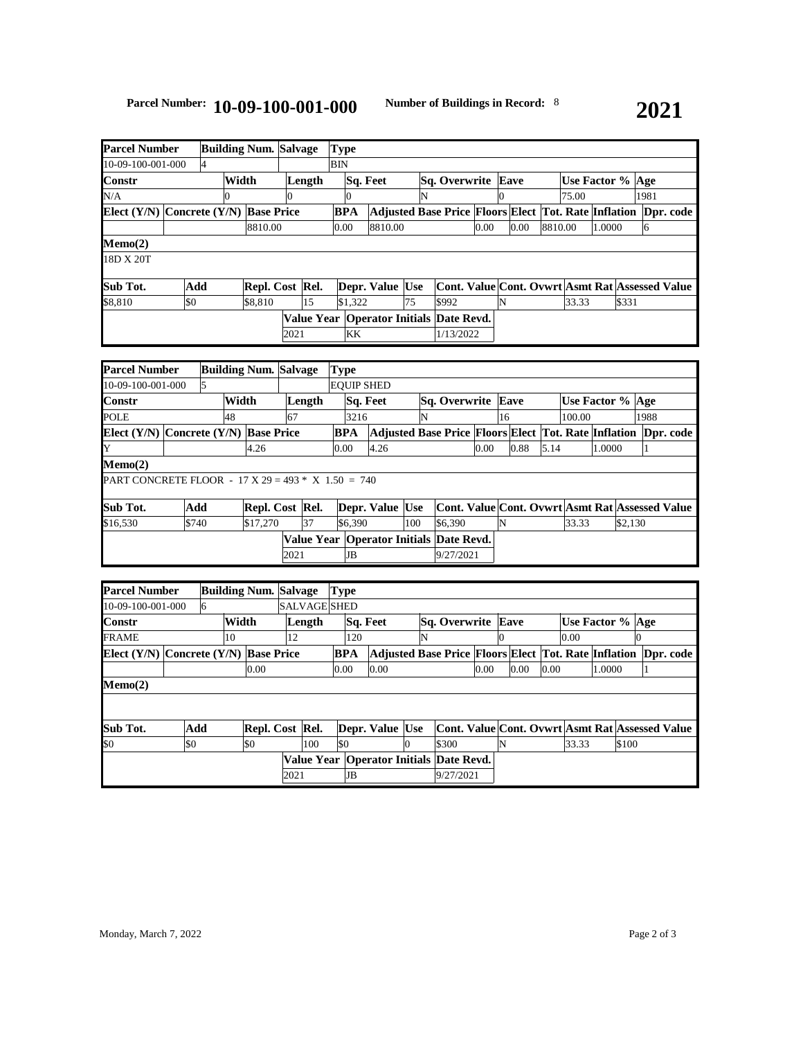**Parcel Number:** **10-09-100-001-000** **Number of Buildings in Record:** 8 **2021**

| Parcel Number | Building Num. | Salvage | Type | | | | |
|---|---|---|---|---|---|---|---|
| 10-09-100-001-000 | 4 | | BIN | | | | |
| **Constr** | **Width** | **Length** | **Sq. Feet** | **Sq. Overwrite** | **Eave** | **Use Factor %** | **Age** |
| N/A | 0 | 0 | 0 | N | 0 | 75.00 | 1981 |

| Elect (Y/N) | Concrete (Y/N) | Base Price | BPA | Adjusted Base Price | Floors | Elect | Tot. Rate | Inflation | Dpr. code |
|---|---|---|---|---|---|---|---|---|---|
| | | 8810.00 | 0.00 | 8810.00 | 0.00 | 0.00 | 8810.00 | 1.0000 | 6 |

**Memo(2)**

18D X 20T

| Sub Tot. | Add | Repl. Cost | Rel. | Depr. Value | Use | Cont. Value | Cont. Ovwrt | Asmt Rat | Assessed Value |
|---|---|---|---|---|---|---|---|---|---|
| $8,810 | $0 | $8,810 | 15 | $1,322 | 75 | $992 | N | 33.33 | $331 |

| Value Year | Operator Initials | Date Revd. |
|---|---|---|
| 2021 | KK | 1/13/2022 |

| Parcel Number | Building Num. | Salvage | Type | | | | |
|---|---|---|---|---|---|---|---|
| 10-09-100-001-000 | 5 | | EQUIP SHED | | | | |
| **Constr** | **Width** | **Length** | **Sq. Feet** | **Sq. Overwrite** | **Eave** | **Use Factor %** | **Age** |
| POLE | 48 | 67 | 3216 | N | 16 | 100.00 | 1988 |

| Elect (Y/N) | Concrete (Y/N) | Base Price | BPA | Adjusted Base Price | Floors | Elect | Tot. Rate | Inflation | Dpr. code |
|---|---|---|---|---|---|---|---|---|---|
| Y | | 4.26 | 0.00 | 4.26 | 0.00 | 0.88 | 5.14 | 1.0000 | 1 |

**Memo(2)**

PART CONCRETE FLOOR - 17 X 29 = 493 * X 1.50 = 740

| Sub Tot. | Add | Repl. Cost | Rel. | Depr. Value | Use | Cont. Value | Cont. Ovwrt | Asmt Rat | Assessed Value |
|---|---|---|---|---|---|---|---|---|---|
| $16,530 | $740 | $17,270 | 37 | $6,390 | 100 | $6,390 | N | 33.33 | $2,130 |

| Value Year | Operator Initials | Date Revd. |
|---|---|---|
| 2021 | JB | 9/27/2021 |

| Parcel Number | Building Num. | Salvage | Type | | | | |
|---|---|---|---|---|---|---|---|
| 10-09-100-001-000 | 6 | SALVAGE | SHED | | | | |
| **Constr** | **Width** | **Length** | **Sq. Feet** | **Sq. Overwrite** | **Eave** | **Use Factor %** | **Age** |
| FRAME | 10 | 12 | 120 | N | 0 | 0.00 | 0 |

| Elect (Y/N) | Concrete (Y/N) | Base Price | BPA | Adjusted Base Price | Floors | Elect | Tot. Rate | Inflation | Dpr. code |
|---|---|---|---|---|---|---|---|---|---|
| | | 0.00 | 0.00 | 0.00 | 0.00 | 0.00 | 0.00 | 1.0000 | 1 |

**Memo(2)**

| Sub Tot. | Add | Repl. Cost | Rel. | Depr. Value | Use | Cont. Value | Cont. Ovwrt | Asmt Rat | Assessed Value |
|---|---|---|---|---|---|---|---|---|---|
| $0 | $0 | $0 | 100 | $0 | 0 | $300 | N | 33.33 | $100 |

| Value Year | Operator Initials | Date Revd. |
|---|---|---|
| 2021 | JB | 9/27/2021 |

Monday, March 7, 2022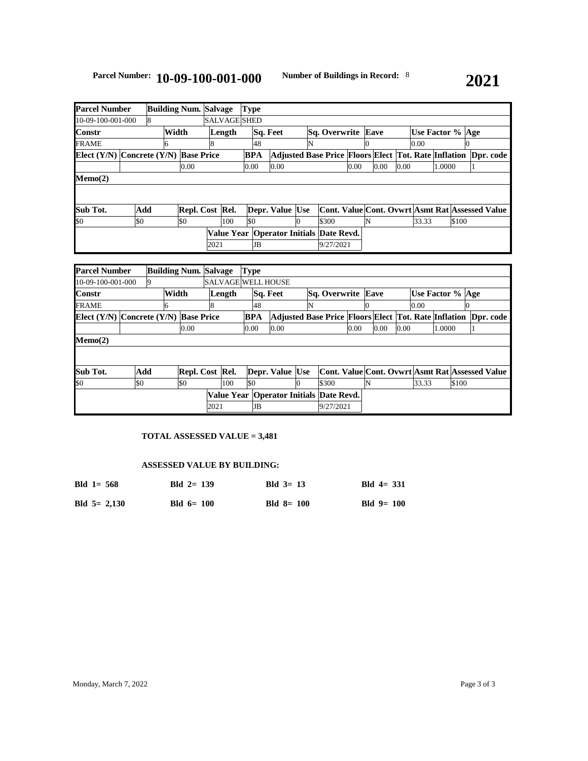**Parcel Number: 10-09-100-001-000** **Number of Buildings in Record:** 8 **2021**

| Parcel Number | Building Num. | Salvage | Type | | | | | |
|---|---|---|---|---|---|---|---|---|
| 10-09-100-001-000 | 8 | SALVAGE | SHED | | | | | |
| **Constr** | **Width** | **Length** | **Sq. Feet** | **Sq. Overwrite** | **Eave** | **Use Factor %** | **Age** | |
| FRAME | 6 | 8 | 48 | N | 0 | 0.00 | 0 | |
| **Elect (Y/N)** | **Concrete (Y/N)** | **Base Price** | **BPA** | **Adjusted Base Price** | **Floors** | **Elect** | **Tot. Rate** | **Inflation** | **Dpr. code** |
| | | 0.00 | 0.00 | 0.00 | 0.00 | 0.00 | 0.00 | 1.0000 | 1 |
| **Memo(2)** | | | | | | | | | |
| **Sub Tot.** | **Add** | **Repl. Cost** | **Rel.** | **Depr. Value** | **Use** | **Cont. Value** | **Cont. Ovwrt** | **Asmt Rat** | **Assessed Value** |
| $0 | $0 | $0 | 100 | $0 | 0 | $300 | N | 33.33 | $100 |
| | | | **Value Year** | **Operator Initials** | **Date Revd.** | | | | |
| | | | 2021 | JB | 9/27/2021 | | | | |

| Parcel Number | Building Num. | Salvage | Type | | | | | |
|---|---|---|---|---|---|---|---|---|
| 10-09-100-001-000 | 9 | SALVAGE | WELL HOUSE | | | | | |
| **Constr** | **Width** | **Length** | **Sq. Feet** | **Sq. Overwrite** | **Eave** | **Use Factor %** | **Age** | |
| FRAME | 6 | 8 | 48 | N | 0 | 0.00 | 0 | |
| **Elect (Y/N)** | **Concrete (Y/N)** | **Base Price** | **BPA** | **Adjusted Base Price** | **Floors** | **Elect** | **Tot. Rate** | **Inflation** | **Dpr. code** |
| | | 0.00 | 0.00 | 0.00 | 0.00 | 0.00 | 0.00 | 1.0000 | 1 |
| **Memo(2)** | | | | | | | | | |
| **Sub Tot.** | **Add** | **Repl. Cost** | **Rel.** | **Depr. Value** | **Use** | **Cont. Value** | **Cont. Ovwrt** | **Asmt Rat** | **Assessed Value** |
| $0 | $0 | $0 | 100 | $0 | 0 | $300 | N | 33.33 | $100 |
| | | | **Value Year** | **Operator Initials** | **Date Revd.** | | | | |
| | | | 2021 | JB | 9/27/2021 | | | | |

**TOTAL ASSESSED VALUE = 3,481**

**ASSESSED VALUE BY BUILDING:**

| | | | |
|---|---|---|---|
| **Bld 1= 568** | **Bld 2= 139** | **Bld 3= 13** | **Bld 4= 331** |
| **Bld 5= 2,130** | **Bld 6= 100** | **Bld 8= 100** | **Bld 9= 100** |

Monday, March 7, 2022